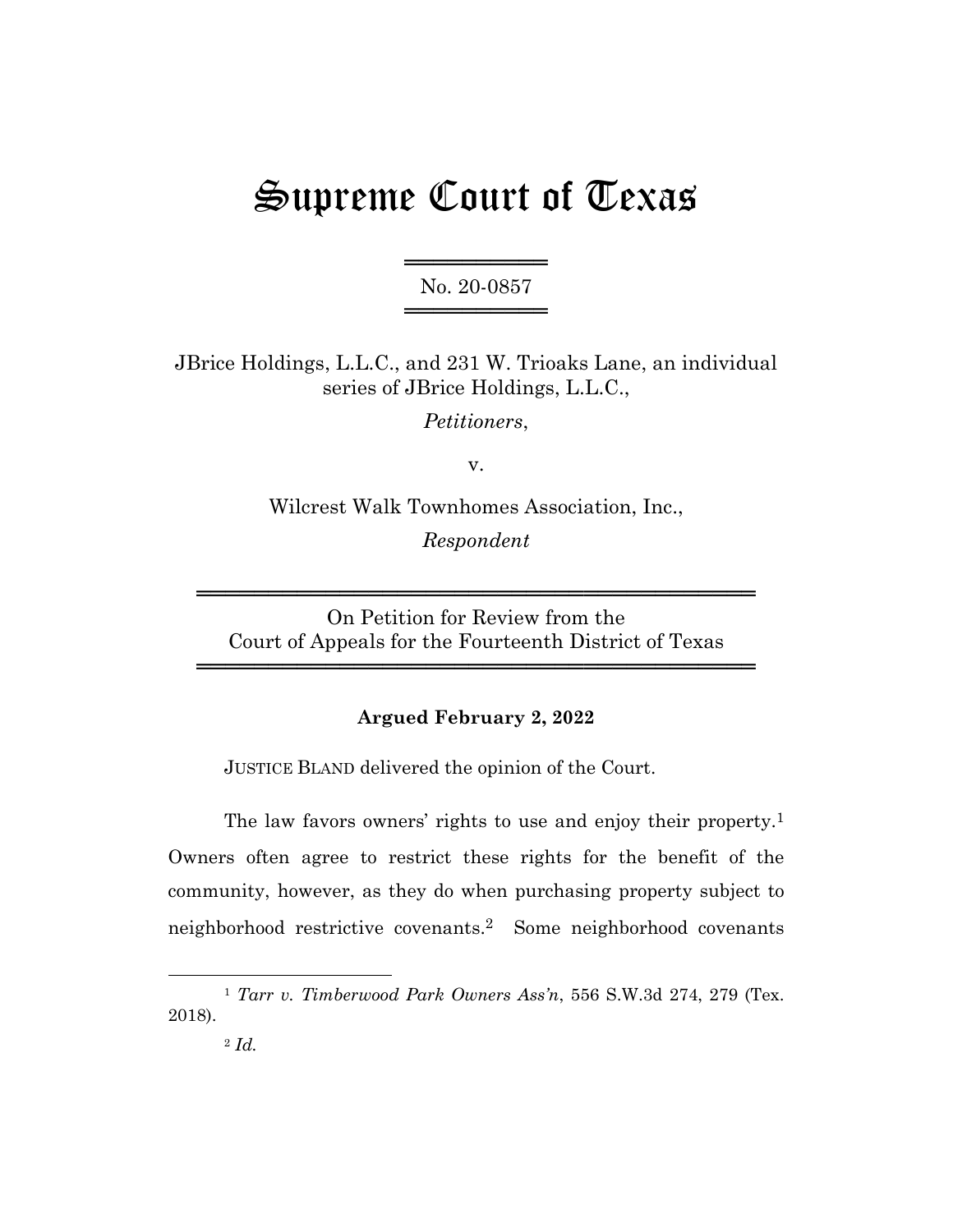# Supreme Court of Texas

No. 20-0857

JBrice Holdings, L.L.C., and 231 W. Trioaks Lane, an individual series of JBrice Holdings, L.L.C.,

*Petitioners*,

v.

Wilcrest Walk Townhomes Association, Inc.,

*Respondent*

On Petition for Review from the
Court of Appeals for the Fourteenth District of Texas

**Argued February 2, 2022**

JUSTICE BLAND delivered the opinion of the Court.

The law favors owners' rights to use and enjoy their property.[1] Owners often agree to restrict these rights for the benefit of the community, however, as they do when purchasing property subject to neighborhood restrictive covenants.[2] Some neighborhood covenants

---

[1] *Tarr v. Timberwood Park Owners Ass'n*, 556 S.W.3d 274, 279 (Tex. 2018).

[2] *Id.*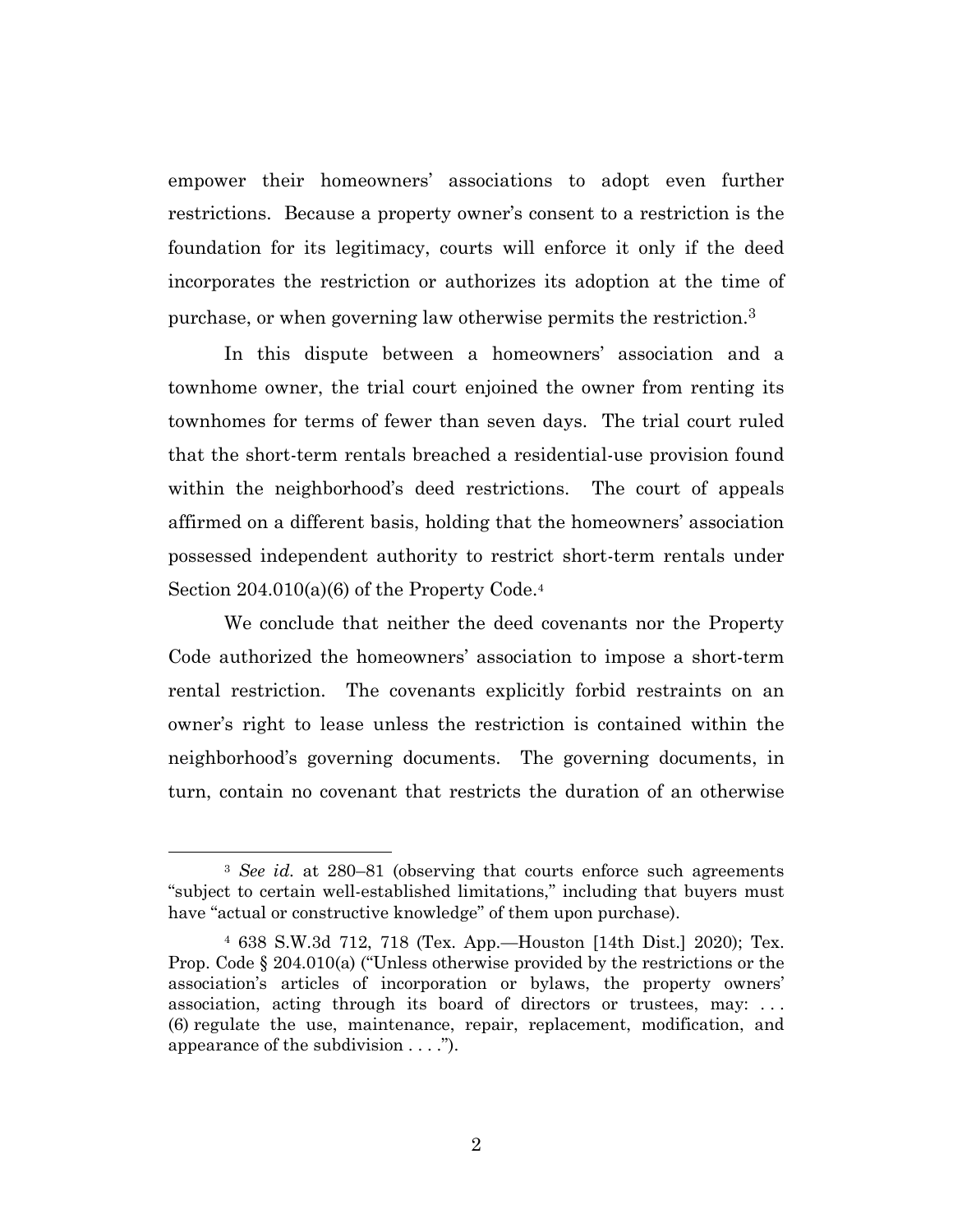empower their homeowners' associations to adopt even further restrictions. Because a property owner's consent to a restriction is the foundation for its legitimacy, courts will enforce it only if the deed incorporates the restriction or authorizes its adoption at the time of purchase, or when governing law otherwise permits the restriction.[3]

In this dispute between a homeowners' association and a townhome owner, the trial court enjoined the owner from renting its townhomes for terms of fewer than seven days. The trial court ruled that the short-term rentals breached a residential-use provision found within the neighborhood's deed restrictions. The court of appeals affirmed on a different basis, holding that the homeowners' association possessed independent authority to restrict short-term rentals under Section 204.010(a)(6) of the Property Code.[4]

We conclude that neither the deed covenants nor the Property Code authorized the homeowners' association to impose a short-term rental restriction. The covenants explicitly forbid restraints on an owner's right to lease unless the restriction is contained within the neighborhood's governing documents. The governing documents, in turn, contain no covenant that restricts the duration of an otherwise

---

[3] *See id.* at 280–81 (observing that courts enforce such agreements "subject to certain well-established limitations," including that buyers must have "actual or constructive knowledge" of them upon purchase).

[4] 638 S.W.3d 712, 718 (Tex. App.—Houston [14th Dist.] 2020); Tex. Prop. Code § 204.010(a) ("Unless otherwise provided by the restrictions or the association's articles of incorporation or bylaws, the property owners' association, acting through its board of directors or trustees, may: . . . (6) regulate the use, maintenance, repair, replacement, modification, and appearance of the subdivision . . . .").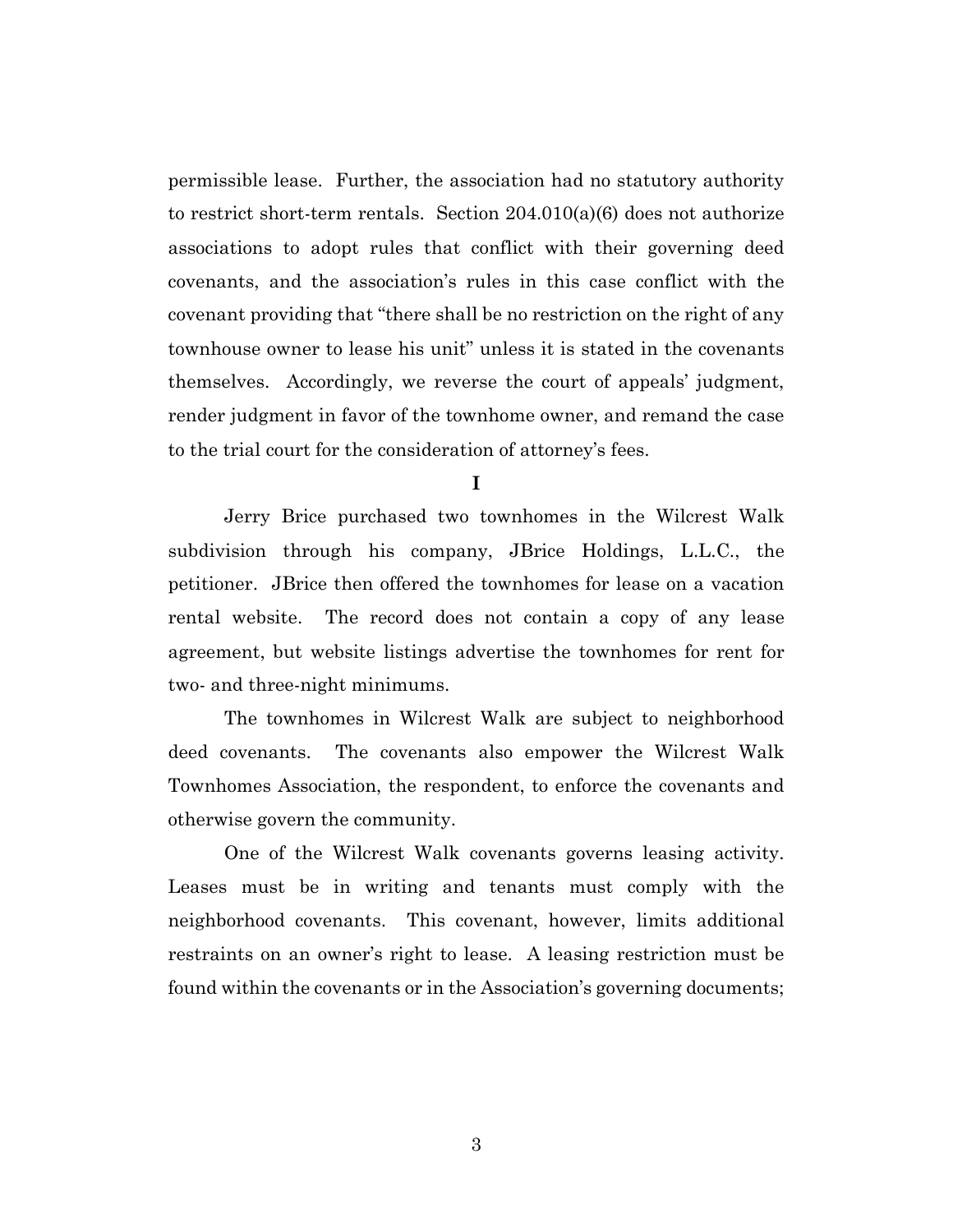permissible lease. Further, the association had no statutory authority to restrict short-term rentals. Section 204.010(a)(6) does not authorize associations to adopt rules that conflict with their governing deed covenants, and the association's rules in this case conflict with the covenant providing that "there shall be no restriction on the right of any townhouse owner to lease his unit" unless it is stated in the covenants themselves. Accordingly, we reverse the court of appeals' judgment, render judgment in favor of the townhome owner, and remand the case to the trial court for the consideration of attorney's fees.

**I**

Jerry Brice purchased two townhomes in the Wilcrest Walk subdivision through his company, JBrice Holdings, L.L.C., the petitioner. JBrice then offered the townhomes for lease on a vacation rental website. The record does not contain a copy of any lease agreement, but website listings advertise the townhomes for rent for two- and three-night minimums.

The townhomes in Wilcrest Walk are subject to neighborhood deed covenants. The covenants also empower the Wilcrest Walk Townhomes Association, the respondent, to enforce the covenants and otherwise govern the community.

One of the Wilcrest Walk covenants governs leasing activity. Leases must be in writing and tenants must comply with the neighborhood covenants. This covenant, however, limits additional restraints on an owner's right to lease. A leasing restriction must be found within the covenants or in the Association's governing documents;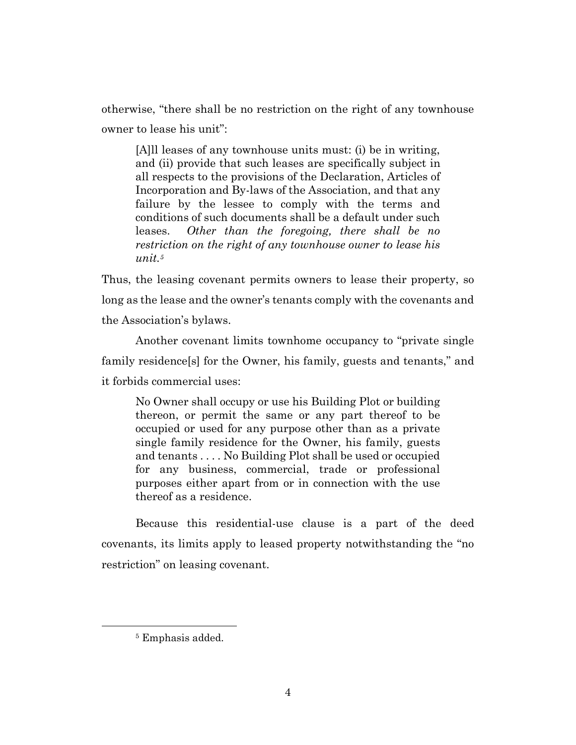otherwise, "there shall be no restriction on the right of any townhouse owner to lease his unit":

> [A]ll leases of any townhouse units must: (i) be in writing, and (ii) provide that such leases are specifically subject in all respects to the provisions of the Declaration, Articles of Incorporation and By-laws of the Association, and that any failure by the lessee to comply with the terms and conditions of such documents shall be a default under such leases. *Other than the foregoing, there shall be no restriction on the right of any townhouse owner to lease his unit.*[5]

Thus, the leasing covenant permits owners to lease their property, so long as the lease and the owner's tenants comply with the covenants and the Association's bylaws.

Another covenant limits townhome occupancy to "private single family residence[s] for the Owner, his family, guests and tenants," and it forbids commercial uses:

> No Owner shall occupy or use his Building Plot or building thereon, or permit the same or any part thereof to be occupied or used for any purpose other than as a private single family residence for the Owner, his family, guests and tenants . . . . No Building Plot shall be used or occupied for any business, commercial, trade or professional purposes either apart from or in connection with the use thereof as a residence.

Because this residential-use clause is a part of the deed covenants, its limits apply to leased property notwithstanding the "no restriction" on leasing covenant.

---

[5] Emphasis added.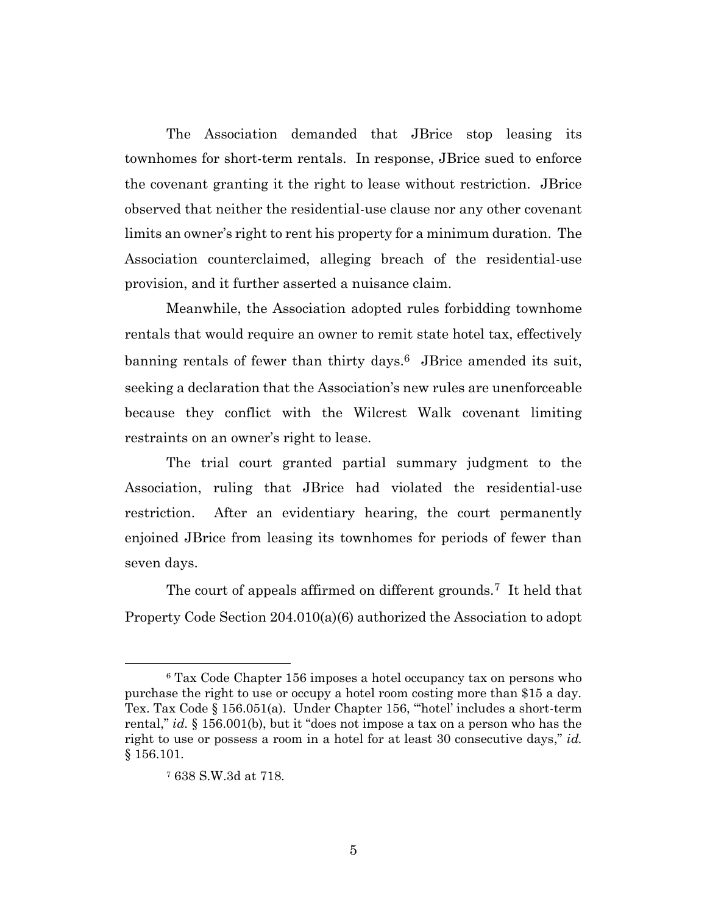The Association demanded that JBrice stop leasing its townhomes for short-term rentals. In response, JBrice sued to enforce the covenant granting it the right to lease without restriction. JBrice observed that neither the residential-use clause nor any other covenant limits an owner's right to rent his property for a minimum duration. The Association counterclaimed, alleging breach of the residential-use provision, and it further asserted a nuisance claim.

Meanwhile, the Association adopted rules forbidding townhome rentals that would require an owner to remit state hotel tax, effectively banning rentals of fewer than thirty days.[6] JBrice amended its suit, seeking a declaration that the Association's new rules are unenforceable because they conflict with the Wilcrest Walk covenant limiting restraints on an owner's right to lease.

The trial court granted partial summary judgment to the Association, ruling that JBrice had violated the residential-use restriction. After an evidentiary hearing, the court permanently enjoined JBrice from leasing its townhomes for periods of fewer than seven days.

The court of appeals affirmed on different grounds.[7] It held that Property Code Section 204.010(a)(6) authorized the Association to adopt

---

[6] Tax Code Chapter 156 imposes a hotel occupancy tax on persons who purchase the right to use or occupy a hotel room costing more than $15 a day. Tex. Tax Code § 156.051(a). Under Chapter 156, "'hotel' includes a short-term rental," *id.* § 156.001(b), but it "does not impose a tax on a person who has the right to use or possess a room in a hotel for at least 30 consecutive days," *id.* § 156.101.

[7] 638 S.W.3d at 718.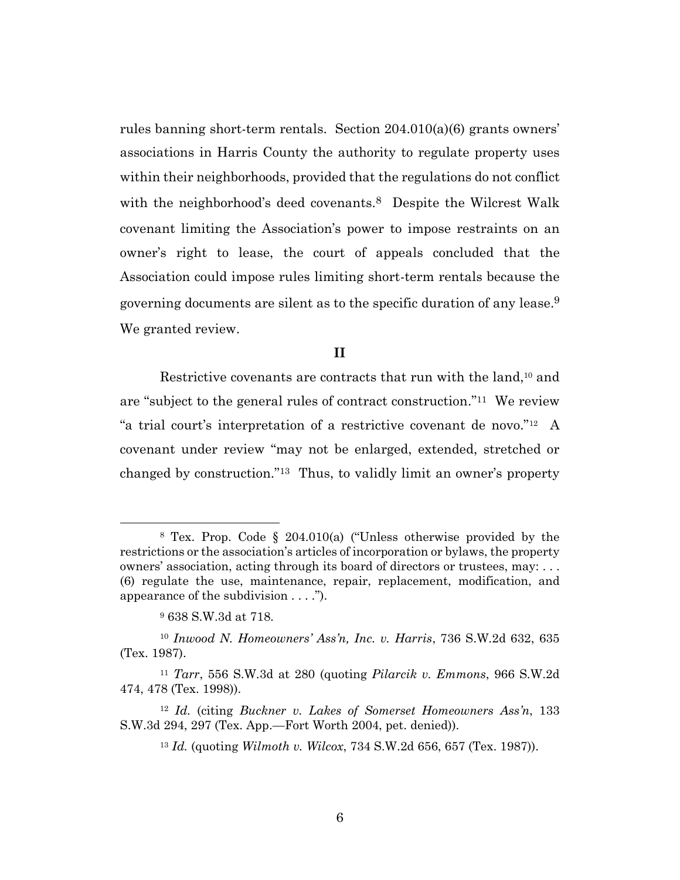rules banning short-term rentals. Section 204.010(a)(6) grants owners' associations in Harris County the authority to regulate property uses within their neighborhoods, provided that the regulations do not conflict with the neighborhood's deed covenants.[8] Despite the Wilcrest Walk covenant limiting the Association's power to impose restraints on an owner's right to lease, the court of appeals concluded that the Association could impose rules limiting short-term rentals because the governing documents are silent as to the specific duration of any lease.[9] We granted review.

## II

Restrictive covenants are contracts that run with the land,[10] and are "subject to the general rules of contract construction."[11] We review "a trial court's interpretation of a restrictive covenant de novo."[12] A covenant under review "may not be enlarged, extended, stretched or changed by construction."[13] Thus, to validly limit an owner's property

---

[8] Tex. Prop. Code § 204.010(a) ("Unless otherwise provided by the restrictions or the association's articles of incorporation or bylaws, the property owners' association, acting through its board of directors or trustees, may: . . . (6) regulate the use, maintenance, repair, replacement, modification, and appearance of the subdivision . . . .").

[9] 638 S.W.3d at 718.

[10] *Inwood N. Homeowners' Ass'n, Inc. v. Harris*, 736 S.W.2d 632, 635 (Tex. 1987).

[11] *Tarr*, 556 S.W.3d at 280 (quoting *Pilarcik v. Emmons*, 966 S.W.2d 474, 478 (Tex. 1998)).

[12] *Id.* (citing *Buckner v. Lakes of Somerset Homeowners Ass'n*, 133 S.W.3d 294, 297 (Tex. App.—Fort Worth 2004, pet. denied)).

[13] *Id.* (quoting *Wilmoth v. Wilcox*, 734 S.W.2d 656, 657 (Tex. 1987)).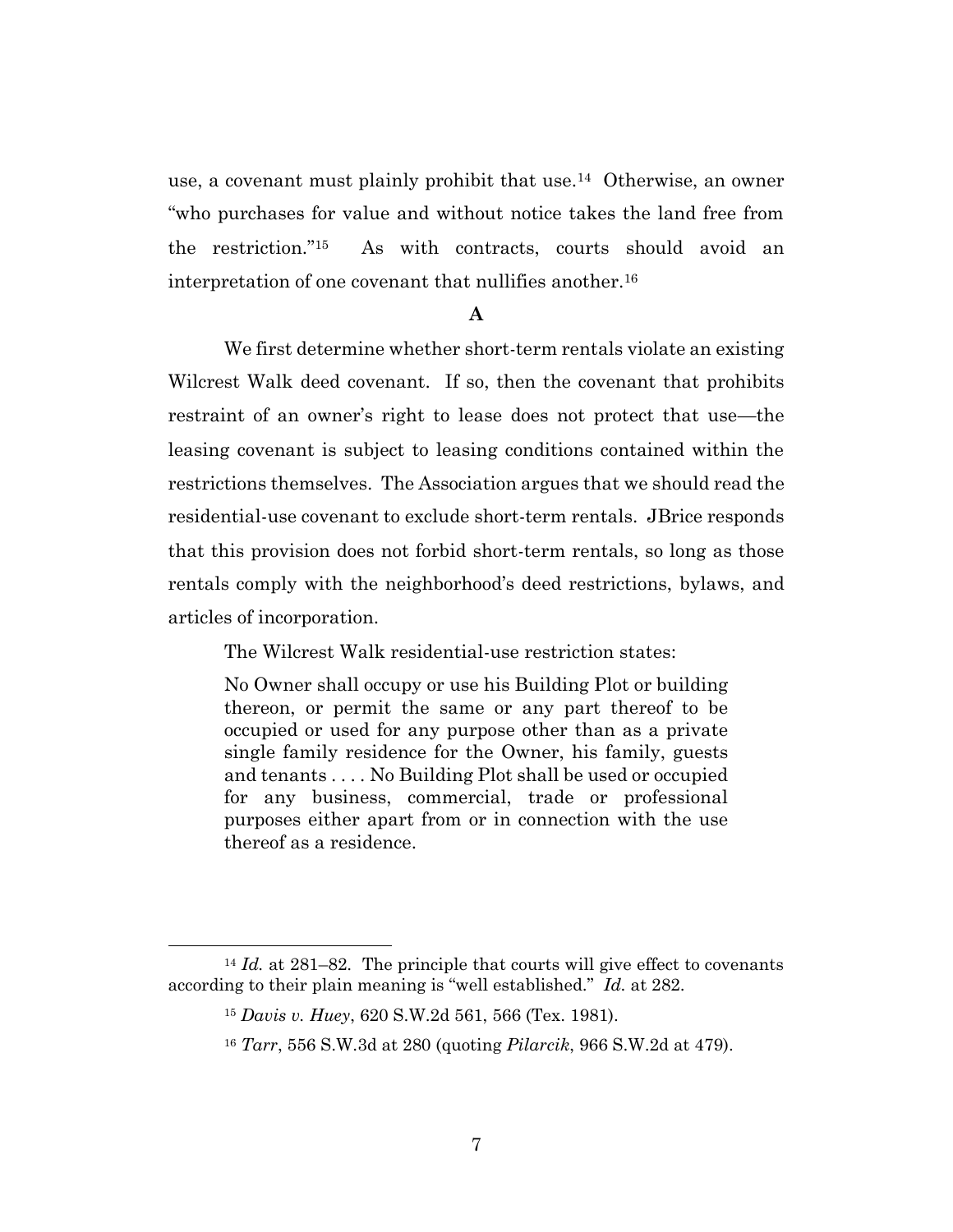use, a covenant must plainly prohibit that use.[14] Otherwise, an owner "who purchases for value and without notice takes the land free from the restriction."[15] As with contracts, courts should avoid an interpretation of one covenant that nullifies another.[16]

**A**

We first determine whether short-term rentals violate an existing Wilcrest Walk deed covenant. If so, then the covenant that prohibits restraint of an owner's right to lease does not protect that use—the leasing covenant is subject to leasing conditions contained within the restrictions themselves. The Association argues that we should read the residential-use covenant to exclude short-term rentals. JBrice responds that this provision does not forbid short-term rentals, so long as those rentals comply with the neighborhood's deed restrictions, bylaws, and articles of incorporation.

The Wilcrest Walk residential-use restriction states:

> No Owner shall occupy or use his Building Plot or building thereon, or permit the same or any part thereof to be occupied or used for any purpose other than as a private single family residence for the Owner, his family, guests and tenants . . . . No Building Plot shall be used or occupied for any business, commercial, trade or professional purposes either apart from or in connection with the use thereof as a residence.

---

[14] *Id.* at 281–82. The principle that courts will give effect to covenants according to their plain meaning is "well established." *Id.* at 282.

[15] *Davis v. Huey*, 620 S.W.2d 561, 566 (Tex. 1981).

[16] *Tarr*, 556 S.W.3d at 280 (quoting *Pilarcik*, 966 S.W.2d at 479).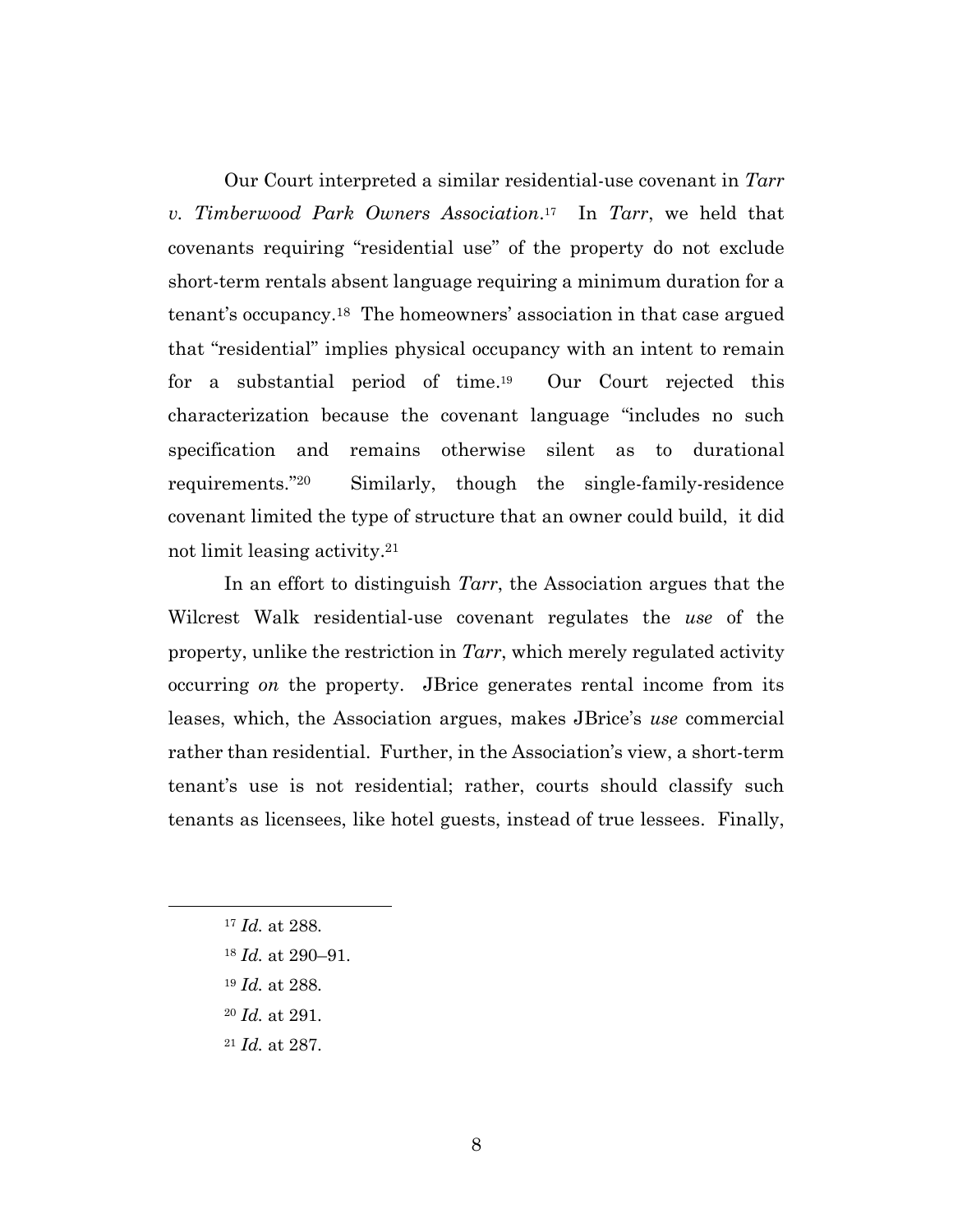Our Court interpreted a similar residential-use covenant in *Tarr v. Timberwood Park Owners Association*.[17] In *Tarr*, we held that covenants requiring "residential use" of the property do not exclude short-term rentals absent language requiring a minimum duration for a tenant's occupancy.[18] The homeowners' association in that case argued that "residential" implies physical occupancy with an intent to remain for a substantial period of time.[19] Our Court rejected this characterization because the covenant language "includes no such specification and remains otherwise silent as to durational requirements."[20] Similarly, though the single-family-residence covenant limited the type of structure that an owner could build, it did not limit leasing activity.[21]

In an effort to distinguish *Tarr*, the Association argues that the Wilcrest Walk residential-use covenant regulates the *use* of the property, unlike the restriction in *Tarr*, which merely regulated activity occurring *on* the property. JBrice generates rental income from its leases, which, the Association argues, makes JBrice's *use* commercial rather than residential. Further, in the Association's view, a short-term tenant's use is not residential; rather, courts should classify such tenants as licensees, like hotel guests, instead of true lessees. Finally,

---

[17] *Id.* at 288.

[18] *Id.* at 290–91.

[19] *Id.* at 288.

[20] *Id.* at 291.

[21] *Id.* at 287.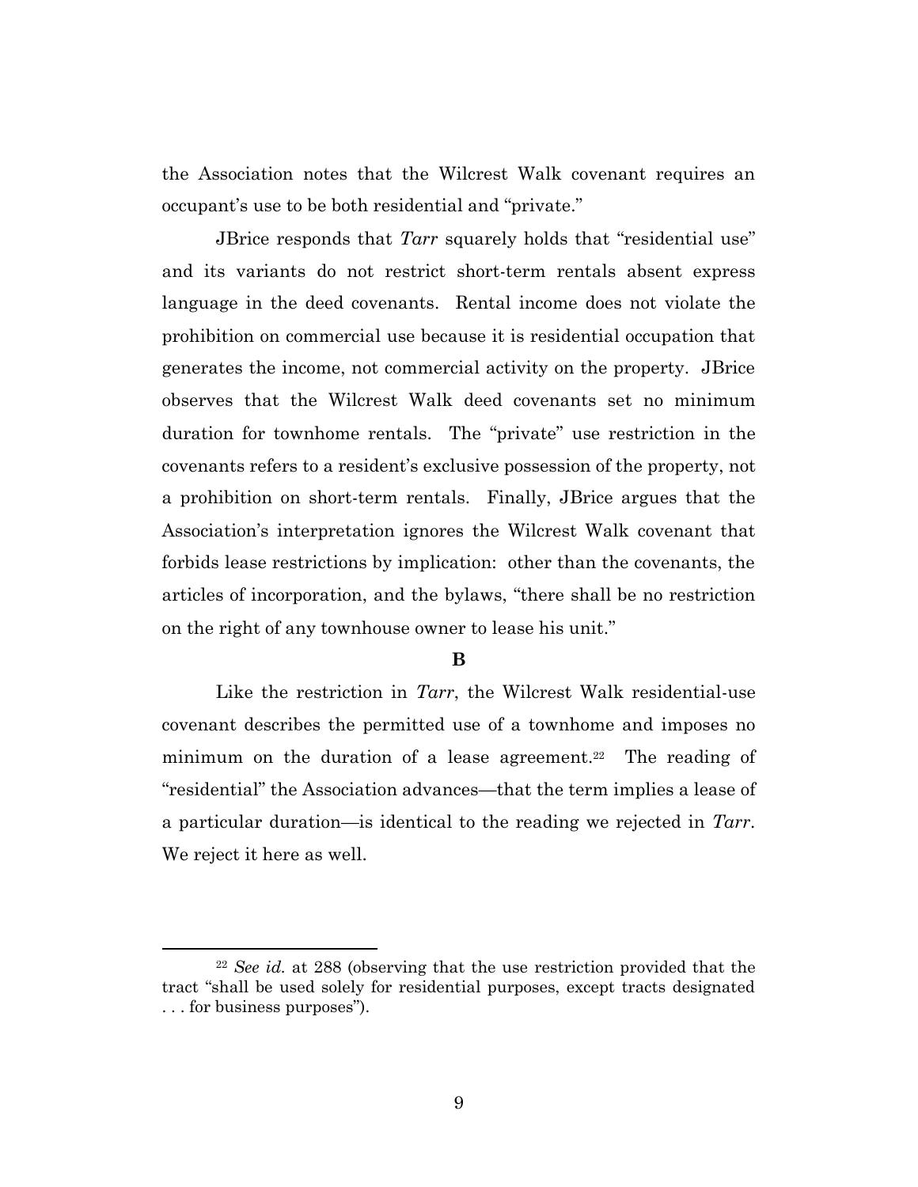the Association notes that the Wilcrest Walk covenant requires an occupant's use to be both residential and "private."

JBrice responds that *Tarr* squarely holds that "residential use" and its variants do not restrict short-term rentals absent express language in the deed covenants. Rental income does not violate the prohibition on commercial use because it is residential occupation that generates the income, not commercial activity on the property. JBrice observes that the Wilcrest Walk deed covenants set no minimum duration for townhome rentals. The "private" use restriction in the covenants refers to a resident's exclusive possession of the property, not a prohibition on short-term rentals. Finally, JBrice argues that the Association's interpretation ignores the Wilcrest Walk covenant that forbids lease restrictions by implication: other than the covenants, the articles of incorporation, and the bylaws, "there shall be no restriction on the right of any townhouse owner to lease his unit."

**B**

Like the restriction in *Tarr*, the Wilcrest Walk residential-use covenant describes the permitted use of a townhome and imposes no minimum on the duration of a lease agreement.[22] The reading of "residential" the Association advances—that the term implies a lease of a particular duration—is identical to the reading we rejected in *Tarr*. We reject it here as well.

---

[22] *See id.* at 288 (observing that the use restriction provided that the tract "shall be used solely for residential purposes, except tracts designated . . . for business purposes").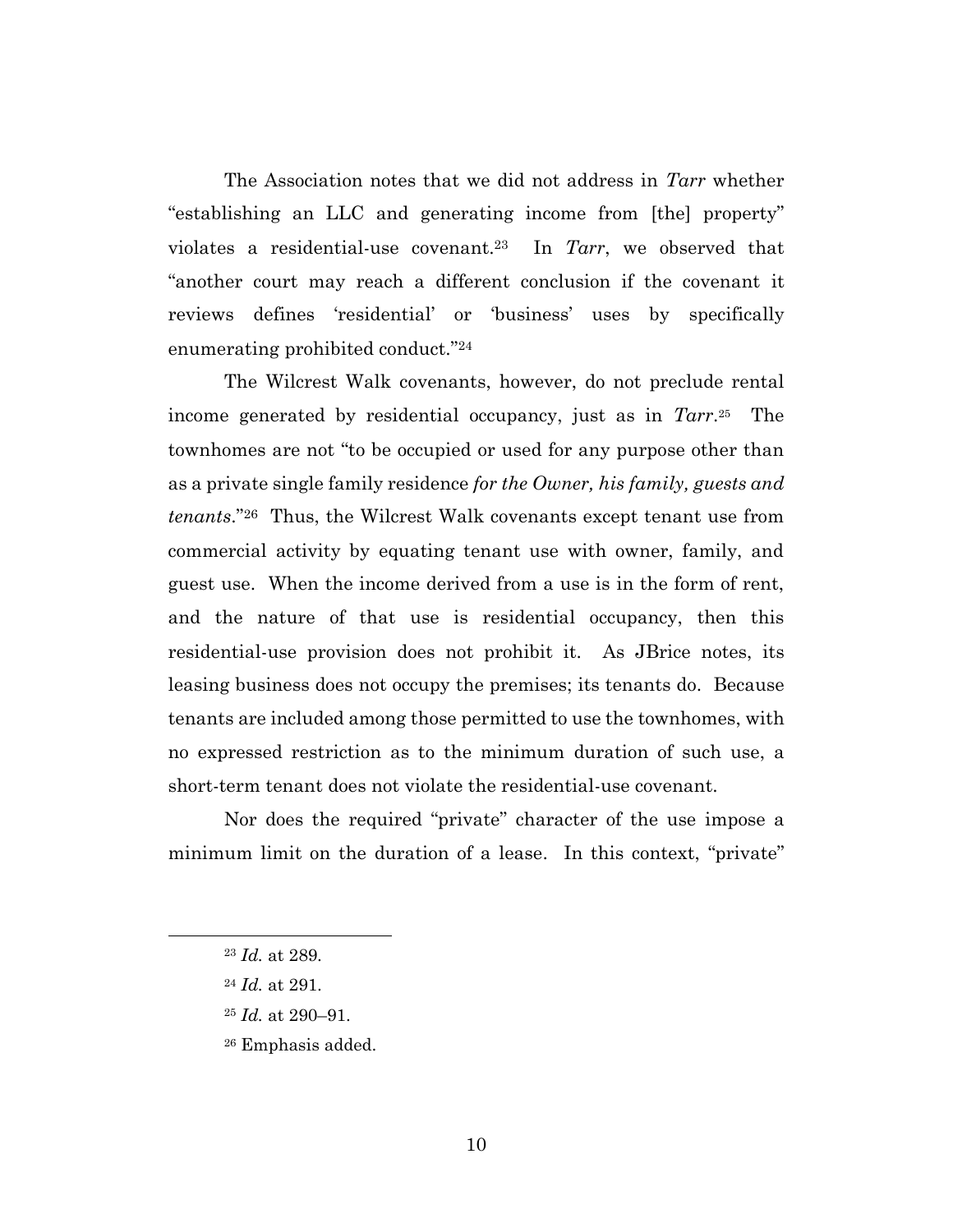The Association notes that we did not address in *Tarr* whether "establishing an LLC and generating income from [the] property" violates a residential-use covenant.[23] In *Tarr*, we observed that "another court may reach a different conclusion if the covenant it reviews defines 'residential' or 'business' uses by specifically enumerating prohibited conduct."[24]

The Wilcrest Walk covenants, however, do not preclude rental income generated by residential occupancy, just as in *Tarr*.[25] The townhomes are not "to be occupied or used for any purpose other than as a private single family residence *for the Owner, his family, guests and tenants*."[26] Thus, the Wilcrest Walk covenants except tenant use from commercial activity by equating tenant use with owner, family, and guest use. When the income derived from a use is in the form of rent, and the nature of that use is residential occupancy, then this residential-use provision does not prohibit it. As JBrice notes, its leasing business does not occupy the premises; its tenants do. Because tenants are included among those permitted to use the townhomes, with no expressed restriction as to the minimum duration of such use, a short-term tenant does not violate the residential-use covenant.

Nor does the required "private" character of the use impose a minimum limit on the duration of a lease. In this context, "private"

---

[23] *Id.* at 289.

[24] *Id.* at 291.

[25] *Id.* at 290–91.

[26] Emphasis added.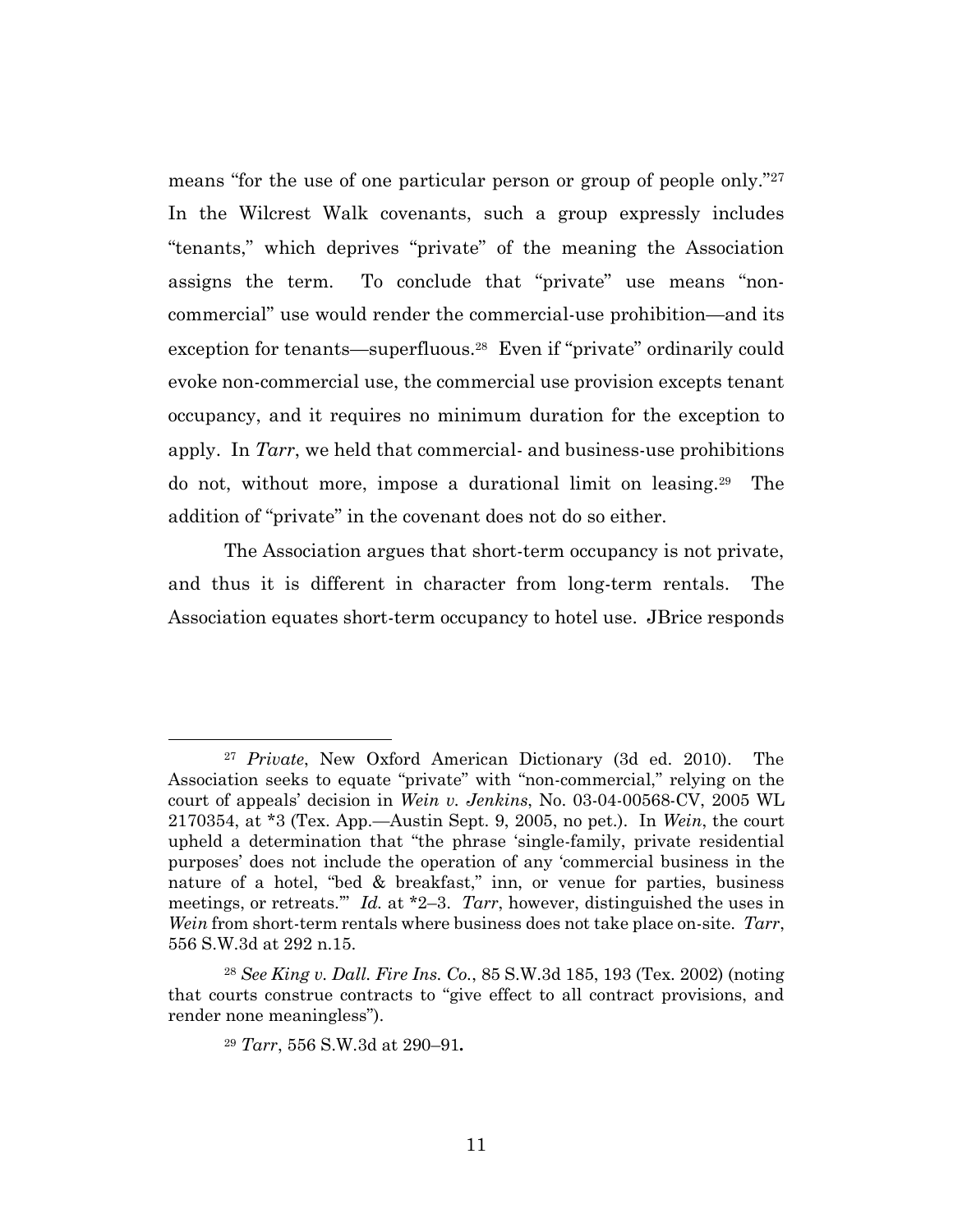means "for the use of one particular person or group of people only."[27] In the Wilcrest Walk covenants, such a group expressly includes "tenants," which deprives "private" of the meaning the Association assigns the term. To conclude that "private" use means "non-commercial" use would render the commercial-use prohibition—and its exception for tenants—superfluous.[28] Even if "private" ordinarily could evoke non-commercial use, the commercial use provision excepts tenant occupancy, and it requires no minimum duration for the exception to apply. In *Tarr*, we held that commercial- and business-use prohibitions do not, without more, impose a durational limit on leasing.[29] The addition of "private" in the covenant does not do so either.

The Association argues that short-term occupancy is not private, and thus it is different in character from long-term rentals. The Association equates short-term occupancy to hotel use. JBrice responds

---

[27] *Private*, New Oxford American Dictionary (3d ed. 2010). The Association seeks to equate "private" with "non-commercial," relying on the court of appeals' decision in *Wein v. Jenkins*, No. 03-04-00568-CV, 2005 WL 2170354, at *3 (Tex. App.—Austin Sept. 9, 2005, no pet.). In *Wein*, the court upheld a determination that "the phrase 'single-family, private residential purposes' does not include the operation of any 'commercial business in the nature of a hotel, "bed & breakfast," inn, or venue for parties, business meetings, or retreats.'" *Id.* at *2–3. *Tarr*, however, distinguished the uses in *Wein* from short-term rentals where business does not take place on-site. *Tarr*, 556 S.W.3d at 292 n.15.

[28] *See King v. Dall. Fire Ins. Co.*, 85 S.W.3d 185, 193 (Tex. 2002) (noting that courts construe contracts to "give effect to all contract provisions, and render none meaningless").

[29] *Tarr*, 556 S.W.3d at 290–91**.**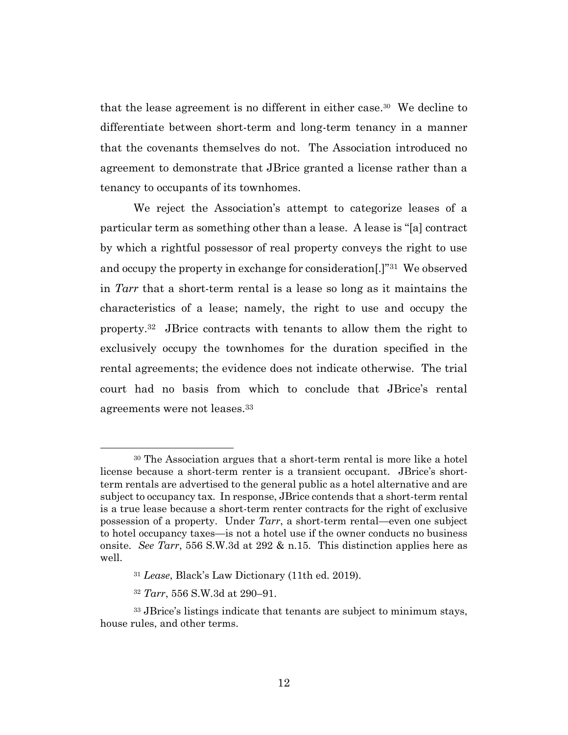that the lease agreement is no different in either case.[30] We decline to differentiate between short-term and long-term tenancy in a manner that the covenants themselves do not. The Association introduced no agreement to demonstrate that JBrice granted a license rather than a tenancy to occupants of its townhomes.

We reject the Association's attempt to categorize leases of a particular term as something other than a lease. A lease is "[a] contract by which a rightful possessor of real property conveys the right to use and occupy the property in exchange for consideration[.]"[31] We observed in *Tarr* that a short-term rental is a lease so long as it maintains the characteristics of a lease; namely, the right to use and occupy the property.[32] JBrice contracts with tenants to allow them the right to exclusively occupy the townhomes for the duration specified in the rental agreements; the evidence does not indicate otherwise. The trial court had no basis from which to conclude that JBrice's rental agreements were not leases.[33]

---

[30] The Association argues that a short-term rental is more like a hotel license because a short-term renter is a transient occupant. JBrice's short-term rentals are advertised to the general public as a hotel alternative and are subject to occupancy tax. In response, JBrice contends that a short-term rental is a true lease because a short-term renter contracts for the right of exclusive possession of a property. Under *Tarr*, a short-term rental—even one subject to hotel occupancy taxes—is not a hotel use if the owner conducts no business onsite. *See Tarr*, 556 S.W.3d at 292 & n.15. This distinction applies here as well.

[31] *Lease*, Black's Law Dictionary (11th ed. 2019).

[32] *Tarr*, 556 S.W.3d at 290–91.

[33] JBrice's listings indicate that tenants are subject to minimum stays, house rules, and other terms.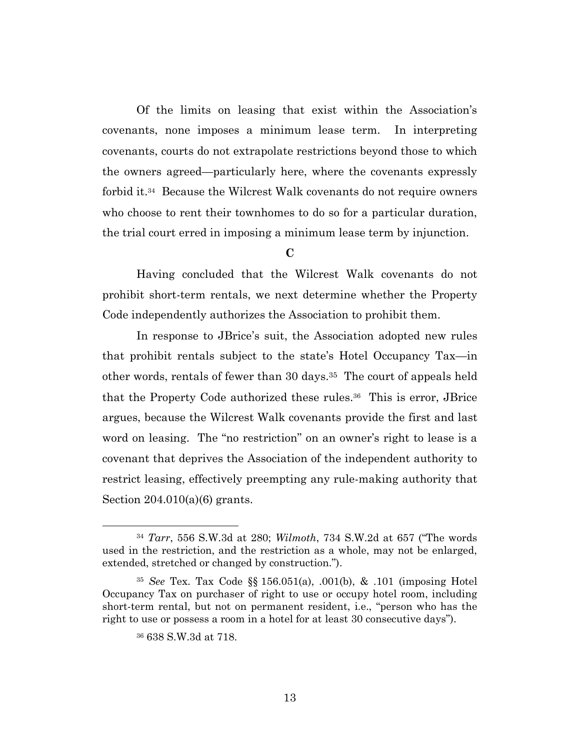Of the limits on leasing that exist within the Association's covenants, none imposes a minimum lease term. In interpreting covenants, courts do not extrapolate restrictions beyond those to which the owners agreed—particularly here, where the covenants expressly forbid it.[34] Because the Wilcrest Walk covenants do not require owners who choose to rent their townhomes to do so for a particular duration, the trial court erred in imposing a minimum lease term by injunction.

### C

Having concluded that the Wilcrest Walk covenants do not prohibit short-term rentals, we next determine whether the Property Code independently authorizes the Association to prohibit them.

In response to JBrice's suit, the Association adopted new rules that prohibit rentals subject to the state's Hotel Occupancy Tax—in other words, rentals of fewer than 30 days.[35] The court of appeals held that the Property Code authorized these rules.[36] This is error, JBrice argues, because the Wilcrest Walk covenants provide the first and last word on leasing. The "no restriction" on an owner's right to lease is a covenant that deprives the Association of the independent authority to restrict leasing, effectively preempting any rule-making authority that Section 204.010(a)(6) grants.

---

[34] *Tarr*, 556 S.W.3d at 280; *Wilmoth*, 734 S.W.2d at 657 ("The words used in the restriction, and the restriction as a whole, may not be enlarged, extended, stretched or changed by construction.").

[35] *See* Tex. Tax Code §§ 156.051(a), .001(b), & .101 (imposing Hotel Occupancy Tax on purchaser of right to use or occupy hotel room, including short-term rental, but not on permanent resident, i.e., "person who has the right to use or possess a room in a hotel for at least 30 consecutive days").

[36] 638 S.W.3d at 718.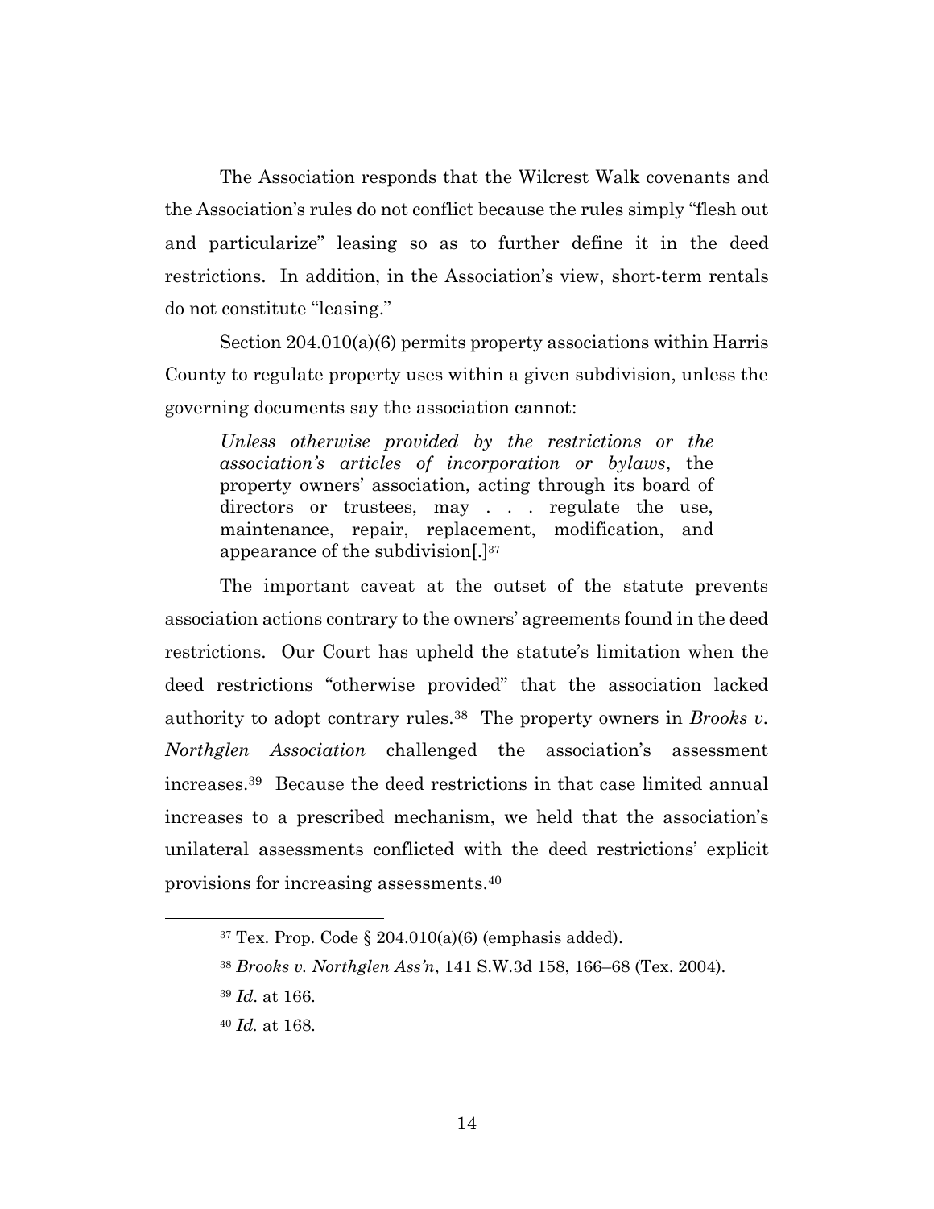The Association responds that the Wilcrest Walk covenants and the Association's rules do not conflict because the rules simply "flesh out and particularize" leasing so as to further define it in the deed restrictions. In addition, in the Association's view, short-term rentals do not constitute "leasing."

Section 204.010(a)(6) permits property associations within Harris County to regulate property uses within a given subdivision, unless the governing documents say the association cannot:

> *Unless otherwise provided by the restrictions or the association's articles of incorporation or bylaws*, the property owners' association, acting through its board of directors or trustees, may . . . regulate the use, maintenance, repair, replacement, modification, and appearance of the subdivision[.][37]

The important caveat at the outset of the statute prevents association actions contrary to the owners' agreements found in the deed restrictions. Our Court has upheld the statute's limitation when the deed restrictions "otherwise provided" that the association lacked authority to adopt contrary rules.[38] The property owners in *Brooks v. Northglen Association* challenged the association's assessment increases.[39] Because the deed restrictions in that case limited annual increases to a prescribed mechanism, we held that the association's unilateral assessments conflicted with the deed restrictions' explicit provisions for increasing assessments.[40]

---

[37] Tex. Prop. Code § 204.010(a)(6) (emphasis added).

[38] *Brooks v. Northglen Ass'n*, 141 S.W.3d 158, 166–68 (Tex. 2004).

[39] *Id*. at 166.

[40] *Id.* at 168.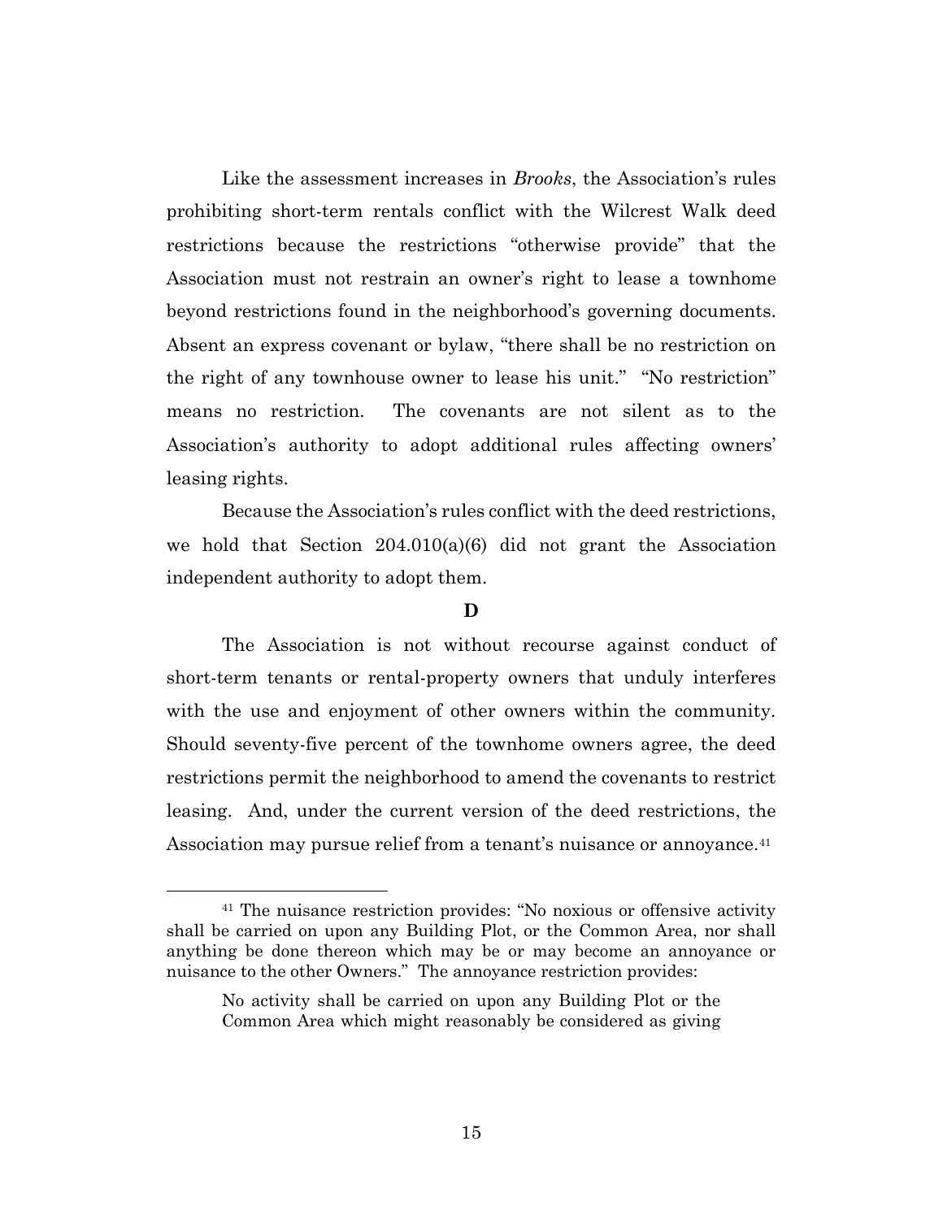Like the assessment increases in *Brooks*, the Association's rules prohibiting short-term rentals conflict with the Wilcrest Walk deed restrictions because the restrictions "otherwise provide" that the Association must not restrain an owner's right to lease a townhome beyond restrictions found in the neighborhood's governing documents. Absent an express covenant or bylaw, "there shall be no restriction on the right of any townhouse owner to lease his unit." "No restriction" means no restriction. The covenants are not silent as to the Association's authority to adopt additional rules affecting owners' leasing rights.

Because the Association's rules conflict with the deed restrictions, we hold that Section 204.010(a)(6) did not grant the Association independent authority to adopt them.

### D

The Association is not without recourse against conduct of short-term tenants or rental-property owners that unduly interferes with the use and enjoyment of other owners within the community. Should seventy-five percent of the townhome owners agree, the deed restrictions permit the neighborhood to amend the covenants to restrict leasing. And, under the current version of the deed restrictions, the Association may pursue relief from a tenant's nuisance or annoyance.[41]

---

[41] The nuisance restriction provides: "No noxious or offensive activity shall be carried on upon any Building Plot, or the Common Area, nor shall anything be done thereon which may be or may become an annoyance or nuisance to the other Owners." The annoyance restriction provides:

> No activity shall be carried on upon any Building Plot or the Common Area which might reasonably be considered as giving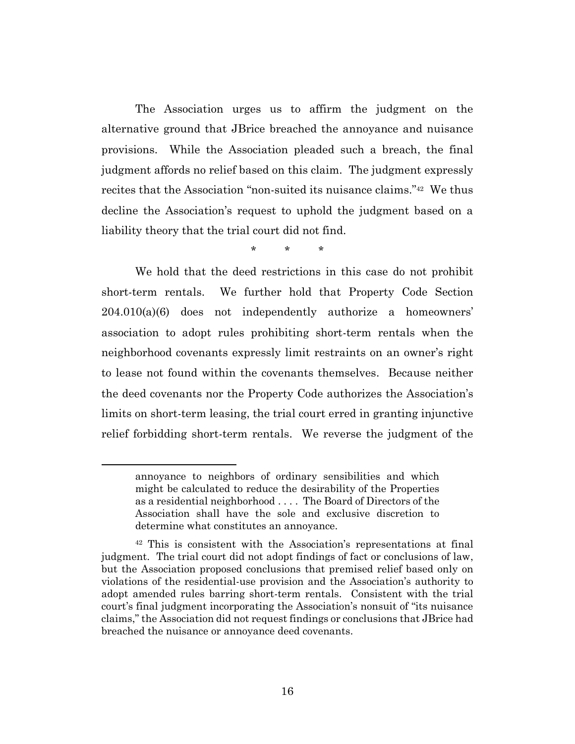The Association urges us to affirm the judgment on the alternative ground that JBrice breached the annoyance and nuisance provisions. While the Association pleaded such a breach, the final judgment affords no relief based on this claim. The judgment expressly recites that the Association "non-suited its nuisance claims."[42] We thus decline the Association's request to uphold the judgment based on a liability theory that the trial court did not find.

\* \* \*

We hold that the deed restrictions in this case do not prohibit short-term rentals. We further hold that Property Code Section 204.010(a)(6) does not independently authorize a homeowners' association to adopt rules prohibiting short-term rentals when the neighborhood covenants expressly limit restraints on an owner's right to lease not found within the covenants themselves. Because neither the deed covenants nor the Property Code authorizes the Association's limits on short-term leasing, the trial court erred in granting injunctive relief forbidding short-term rentals. We reverse the judgment of the

---

> annoyance to neighbors of ordinary sensibilities and which might be calculated to reduce the desirability of the Properties as a residential neighborhood . . . . The Board of Directors of the Association shall have the sole and exclusive discretion to determine what constitutes an annoyance.

[42] This is consistent with the Association's representations at final judgment. The trial court did not adopt findings of fact or conclusions of law, but the Association proposed conclusions that premised relief based only on violations of the residential-use provision and the Association's authority to adopt amended rules barring short-term rentals. Consistent with the trial court's final judgment incorporating the Association's nonsuit of "its nuisance claims," the Association did not request findings or conclusions that JBrice had breached the nuisance or annoyance deed covenants.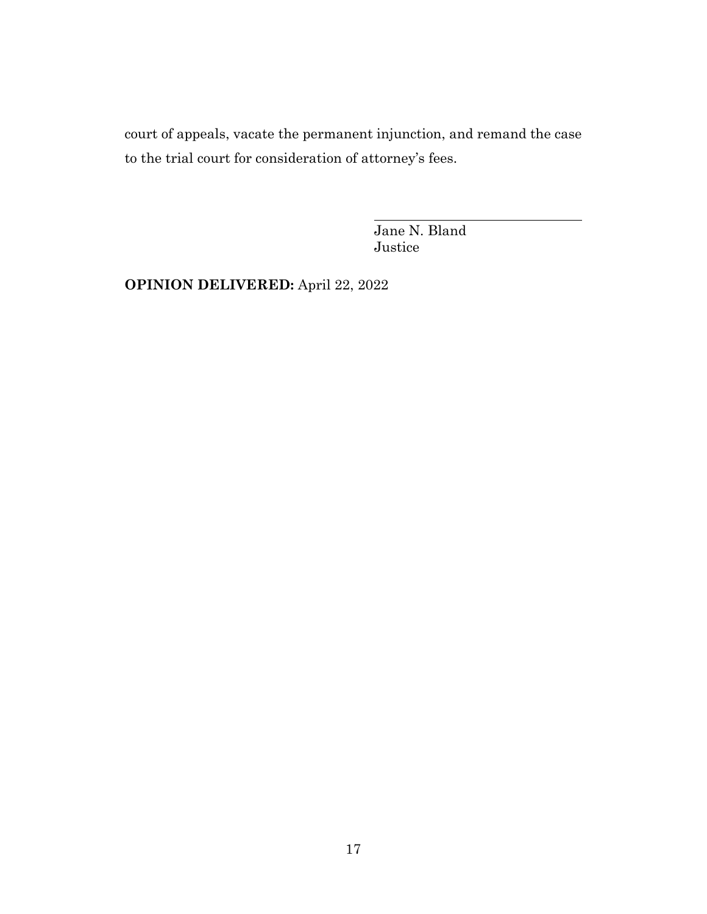court of appeals, vacate the permanent injunction, and remand the case to the trial court for consideration of attorney's fees.

Jane N. Bland
Justice

**OPINION DELIVERED:** April 22, 2022